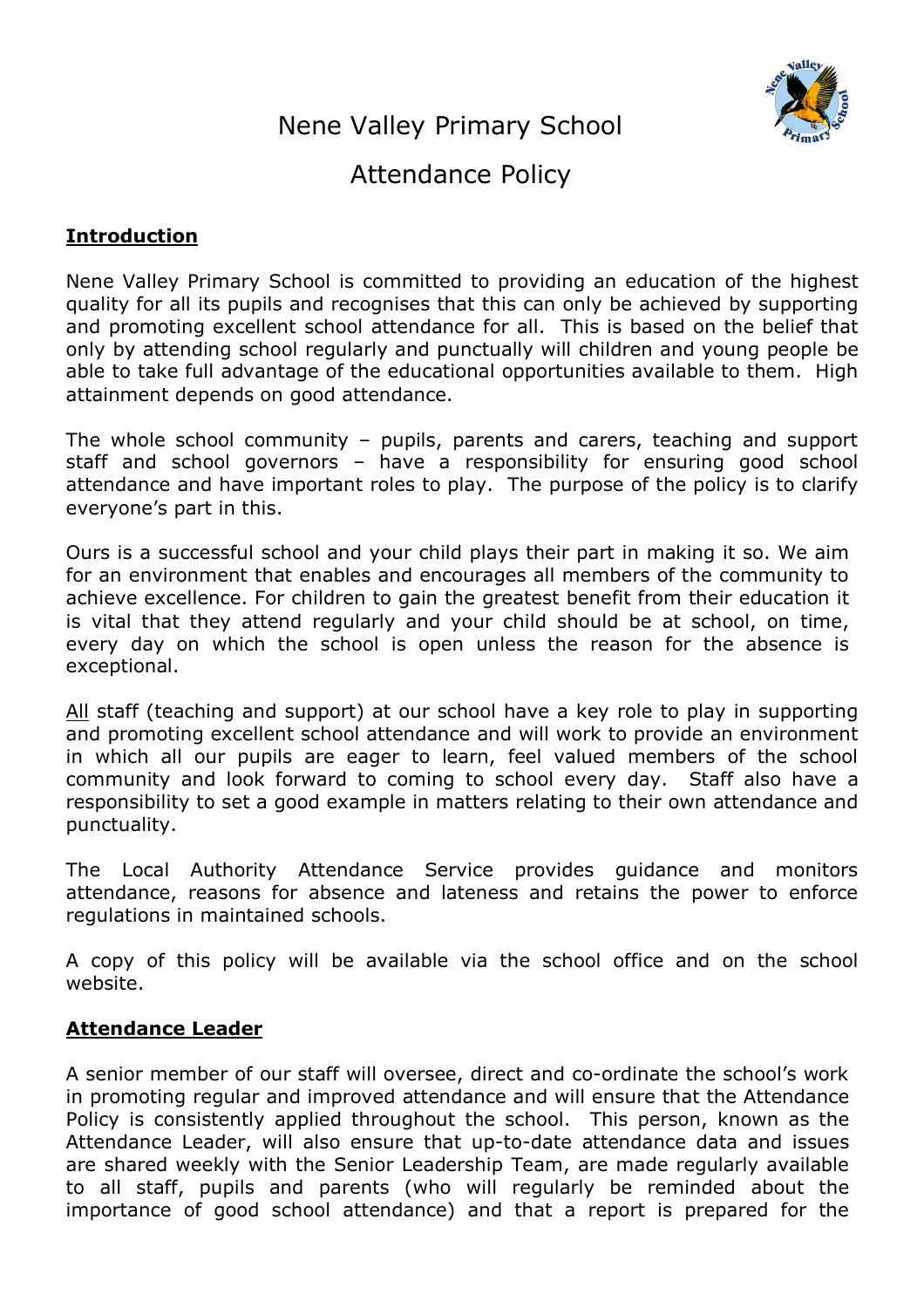# Nene Valley Primary School

## Attendance Policy

**Introduction**

Nene Valley Primary School is committed to providing an education of the highest quality for all its pupils and recognises that this can only be achieved by supporting and promoting excellent school attendance for all. This is based on the belief that only by attending school regularly and punctually will children and young people be able to take full advantage of the educational opportunities available to them. High attainment depends on good attendance.

The whole school community – pupils, parents and carers, teaching and support staff and school governors – have a responsibility for ensuring good school attendance and have important roles to play. The purpose of the policy is to clarify everyone's part in this.

Ours is a successful school and your child plays their part in making it so. We aim for an environment that enables and encourages all members of the community to achieve excellence. For children to gain the greatest benefit from their education it is vital that they attend regularly and your child should be at school, on time, every day on which the school is open unless the reason for the absence is exceptional.

All staff (teaching and support) at our school have a key role to play in supporting and promoting excellent school attendance and will work to provide an environment in which all our pupils are eager to learn, feel valued members of the school community and look forward to coming to school every day. Staff also have a responsibility to set a good example in matters relating to their own attendance and punctuality.

The Local Authority Attendance Service provides guidance and monitors attendance, reasons for absence and lateness and retains the power to enforce regulations in maintained schools.

A copy of this policy will be available via the school office and on the school website.

**Attendance Leader**

A senior member of our staff will oversee, direct and co-ordinate the school's work in promoting regular and improved attendance and will ensure that the Attendance Policy is consistently applied throughout the school. This person, known as the Attendance Leader, will also ensure that up-to-date attendance data and issues are shared weekly with the Senior Leadership Team, are made regularly available to all staff, pupils and parents (who will regularly be reminded about the importance of good school attendance) and that a report is prepared for the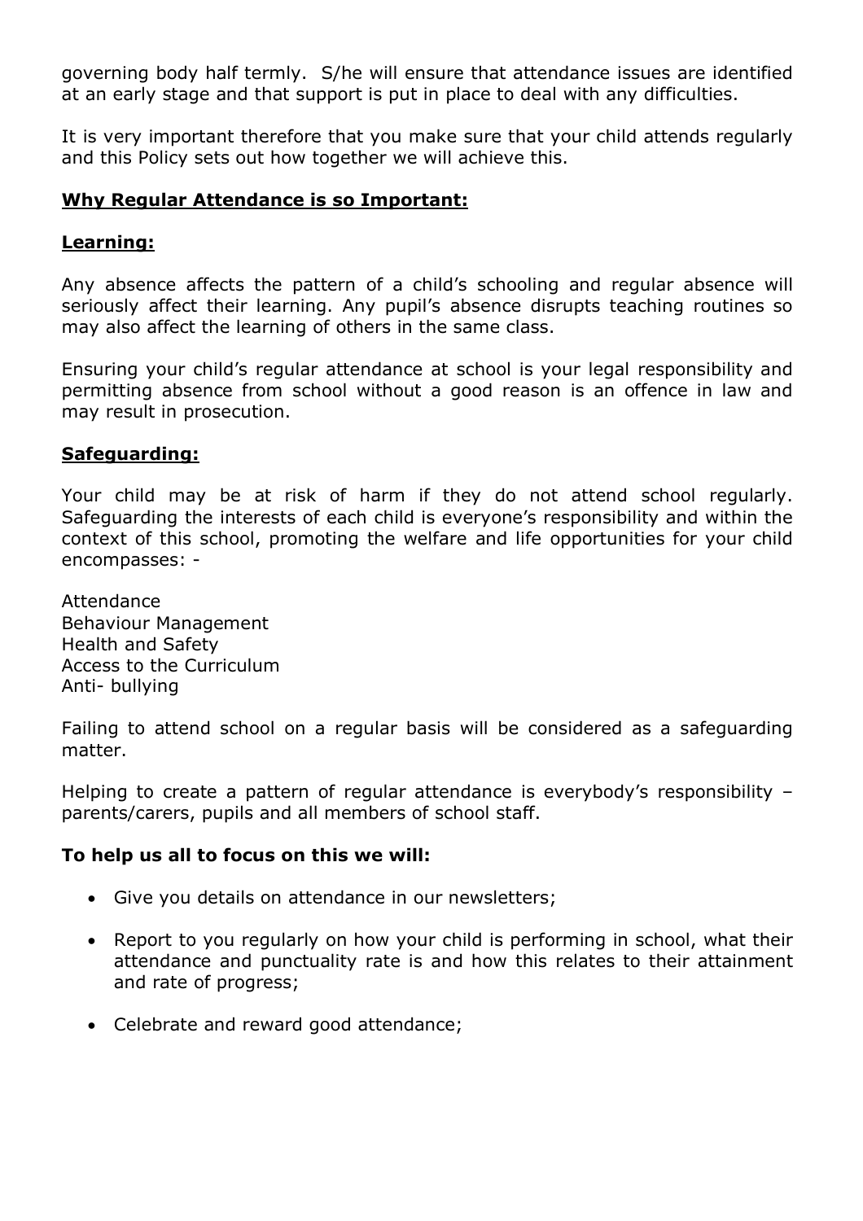governing body half termly. S/he will ensure that attendance issues are identified at an early stage and that support is put in place to deal with any difficulties.

It is very important therefore that you make sure that your child attends regularly and this Policy sets out how together we will achieve this.

## **Why Regular Attendance is so Important:**

### **Learning:**

Any absence affects the pattern of a child's schooling and regular absence will seriously affect their learning. Any pupil's absence disrupts teaching routines so may also affect the learning of others in the same class.

Ensuring your child's regular attendance at school is your legal responsibility and permitting absence from school without a good reason is an offence in law and may result in prosecution.

### **Safeguarding:**

Your child may be at risk of harm if they do not attend school regularly. Safeguarding the interests of each child is everyone's responsibility and within the context of this school, promoting the welfare and life opportunities for your child encompasses: -

Attendance
Behaviour Management
Health and Safety
Access to the Curriculum
Anti- bullying

Failing to attend school on a regular basis will be considered as a safeguarding matter.

Helping to create a pattern of regular attendance is everybody's responsibility – parents/carers, pupils and all members of school staff.

**To help us all to focus on this we will:**

- Give you details on attendance in our newsletters;
- Report to you regularly on how your child is performing in school, what their attendance and punctuality rate is and how this relates to their attainment and rate of progress;
- Celebrate and reward good attendance;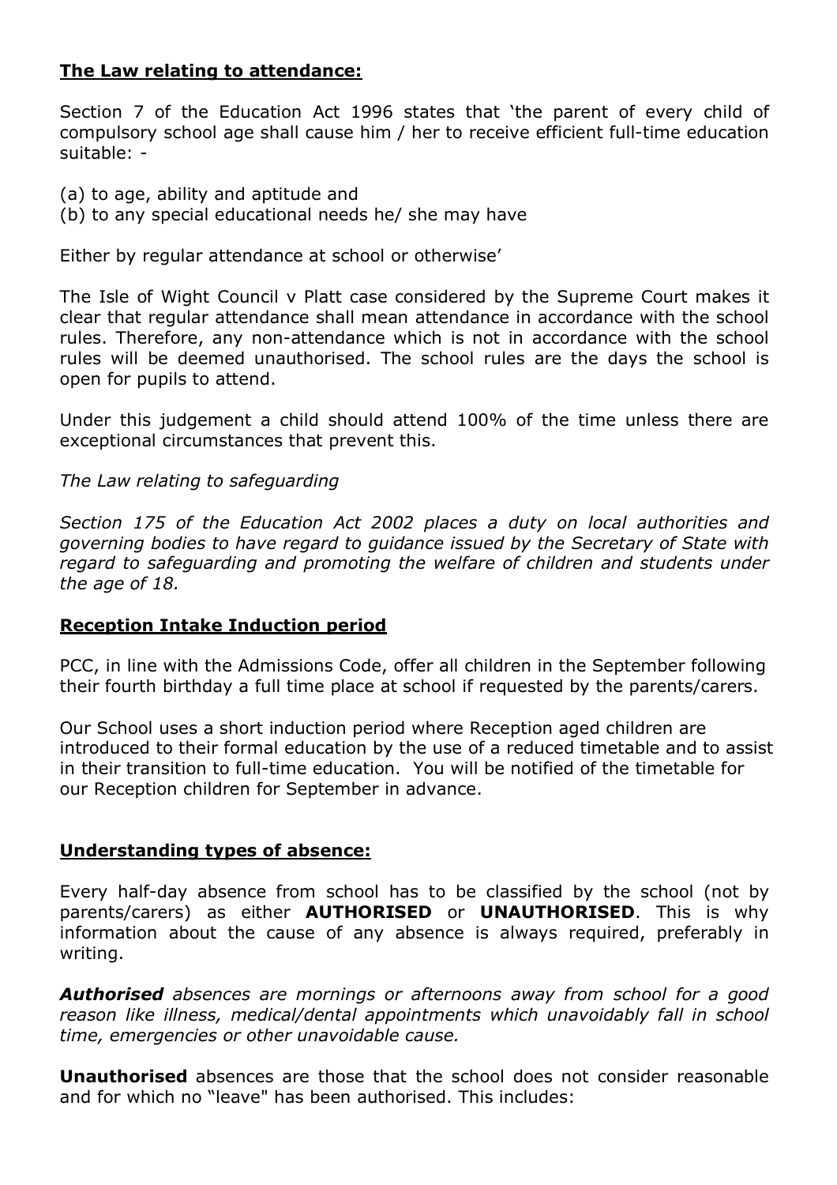## The Law relating to attendance:

Section 7 of the Education Act 1996 states that 'the parent of every child of compulsory school age shall cause him / her to receive efficient full-time education suitable: -

(a) to age, ability and aptitude and
(b) to any special educational needs he/ she may have

Either by regular attendance at school or otherwise'

The Isle of Wight Council v Platt case considered by the Supreme Court makes it clear that regular attendance shall mean attendance in accordance with the school rules. Therefore, any non-attendance which is not in accordance with the school rules will be deemed unauthorised. The school rules are the days the school is open for pupils to attend.

Under this judgement a child should attend 100% of the time unless there are exceptional circumstances that prevent this.

*The Law relating to safeguarding*

*Section 175 of the Education Act 2002 places a duty on local authorities and governing bodies to have regard to guidance issued by the Secretary of State with regard to safeguarding and promoting the welfare of children and students under the age of 18.*

## Reception Intake Induction period

PCC, in line with the Admissions Code, offer all children in the September following their fourth birthday a full time place at school if requested by the parents/carers.

Our School uses a short induction period where Reception aged children are introduced to their formal education by the use of a reduced timetable and to assist in their transition to full-time education. You will be notified of the timetable for our Reception children for September in advance.

## Understanding types of absence:

Every half-day absence from school has to be classified by the school (not by parents/carers) as either **AUTHORISED** or **UNAUTHORISED**. This is why information about the cause of any absence is always required, preferably in writing.

***Authorised*** *absences are mornings or afternoons away from school for a good reason like illness, medical/dental appointments which unavoidably fall in school time, emergencies or other unavoidable cause.*

**Unauthorised** absences are those that the school does not consider reasonable and for which no "leave" has been authorised. This includes: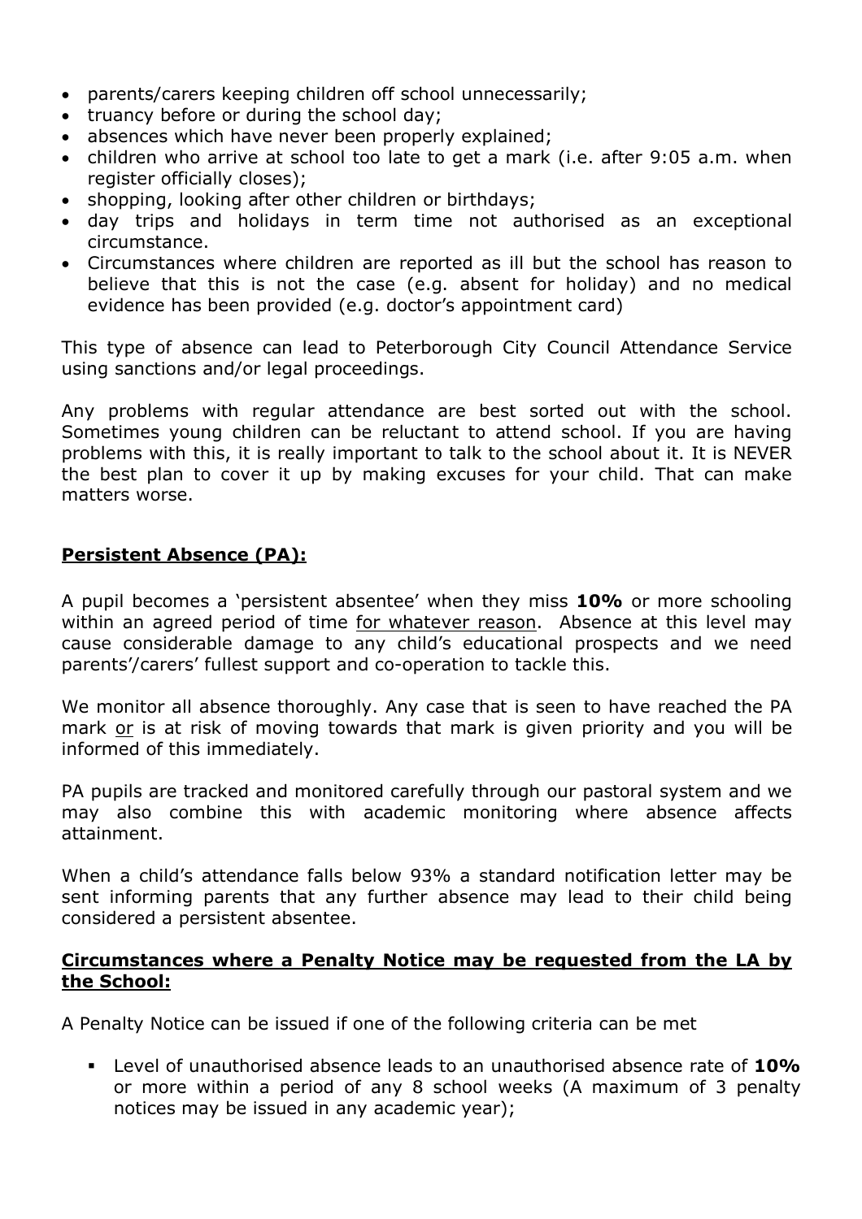- parents/carers keeping children off school unnecessarily;
- truancy before or during the school day;
- absences which have never been properly explained;
- children who arrive at school too late to get a mark (i.e. after 9:05 a.m. when register officially closes);
- shopping, looking after other children or birthdays;
- day trips and holidays in term time not authorised as an exceptional circumstance.
- Circumstances where children are reported as ill but the school has reason to believe that this is not the case (e.g. absent for holiday) and no medical evidence has been provided (e.g. doctor's appointment card)

This type of absence can lead to Peterborough City Council Attendance Service using sanctions and/or legal proceedings.

Any problems with regular attendance are best sorted out with the school. Sometimes young children can be reluctant to attend school. If you are having problems with this, it is really important to talk to the school about it. It is NEVER the best plan to cover it up by making excuses for your child. That can make matters worse.

**Persistent Absence (PA):**

A pupil becomes a 'persistent absentee' when they miss **10%** or more schooling within an agreed period of time for whatever reason. Absence at this level may cause considerable damage to any child's educational prospects and we need parents'/carers' fullest support and co-operation to tackle this.

We monitor all absence thoroughly. Any case that is seen to have reached the PA mark or is at risk of moving towards that mark is given priority and you will be informed of this immediately.

PA pupils are tracked and monitored carefully through our pastoral system and we may also combine this with academic monitoring where absence affects attainment.

When a child's attendance falls below 93% a standard notification letter may be sent informing parents that any further absence may lead to their child being considered a persistent absentee.

**Circumstances where a Penalty Notice may be requested from the LA by the School:**

A Penalty Notice can be issued if one of the following criteria can be met

- Level of unauthorised absence leads to an unauthorised absence rate of **10%** or more within a period of any 8 school weeks (A maximum of 3 penalty notices may be issued in any academic year);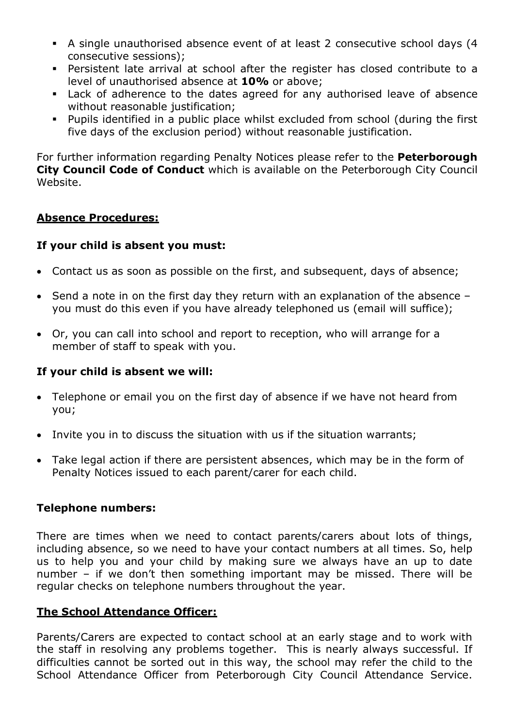- A single unauthorised absence event of at least 2 consecutive school days (4 consecutive sessions);
- Persistent late arrival at school after the register has closed contribute to a level of unauthorised absence at **10%** or above;
- Lack of adherence to the dates agreed for any authorised leave of absence without reasonable justification;
- Pupils identified in a public place whilst excluded from school (during the first five days of the exclusion period) without reasonable justification.

For further information regarding Penalty Notices please refer to the **Peterborough City Council Code of Conduct** which is available on the Peterborough City Council Website.

## Absence Procedures:

### If your child is absent you must:

- Contact us as soon as possible on the first, and subsequent, days of absence;
- Send a note in on the first day they return with an explanation of the absence – you must do this even if you have already telephoned us (email will suffice);
- Or, you can call into school and report to reception, who will arrange for a member of staff to speak with you.

### If your child is absent we will:

- Telephone or email you on the first day of absence if we have not heard from you;
- Invite you in to discuss the situation with us if the situation warrants;
- Take legal action if there are persistent absences, which may be in the form of Penalty Notices issued to each parent/carer for each child.

### Telephone numbers:

There are times when we need to contact parents/carers about lots of things, including absence, so we need to have your contact numbers at all times. So, help us to help you and your child by making sure we always have an up to date number – if we don't then something important may be missed. There will be regular checks on telephone numbers throughout the year.

## The School Attendance Officer:

Parents/Carers are expected to contact school at an early stage and to work with the staff in resolving any problems together. This is nearly always successful. If difficulties cannot be sorted out in this way, the school may refer the child to the School Attendance Officer from Peterborough City Council Attendance Service.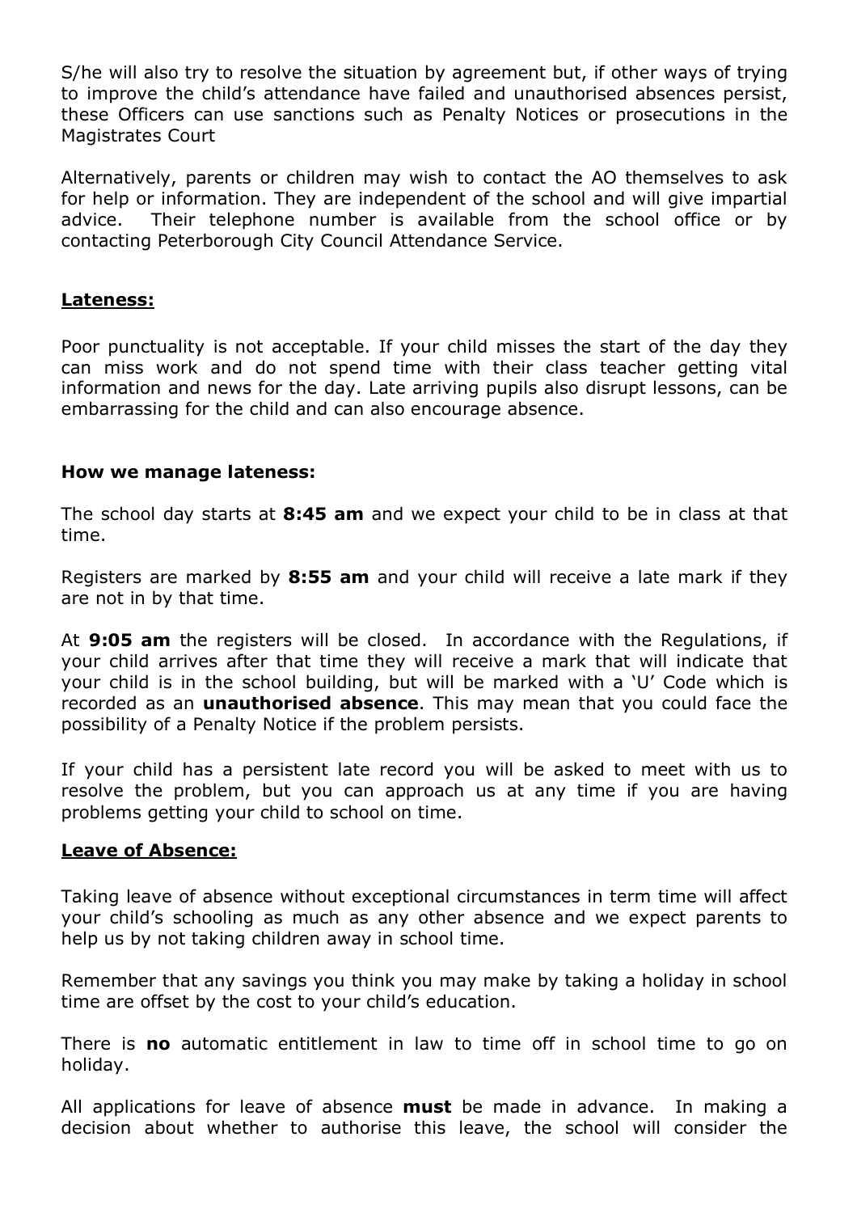S/he will also try to resolve the situation by agreement but, if other ways of trying to improve the child's attendance have failed and unauthorised absences persist, these Officers can use sanctions such as Penalty Notices or prosecutions in the Magistrates Court

Alternatively, parents or children may wish to contact the AO themselves to ask for help or information. They are independent of the school and will give impartial advice. Their telephone number is available from the school office or by contacting Peterborough City Council Attendance Service.

## **Lateness:**

Poor punctuality is not acceptable. If your child misses the start of the day they can miss work and do not spend time with their class teacher getting vital information and news for the day. Late arriving pupils also disrupt lessons, can be embarrassing for the child and can also encourage absence.

### **How we manage lateness:**

The school day starts at **8:45 am** and we expect your child to be in class at that time.

Registers are marked by **8:55 am** and your child will receive a late mark if they are not in by that time.

At **9:05 am** the registers will be closed. In accordance with the Regulations, if your child arrives after that time they will receive a mark that will indicate that your child is in the school building, but will be marked with a 'U' Code which is recorded as an **unauthorised absence**. This may mean that you could face the possibility of a Penalty Notice if the problem persists.

If your child has a persistent late record you will be asked to meet with us to resolve the problem, but you can approach us at any time if you are having problems getting your child to school on time.

## **Leave of Absence:**

Taking leave of absence without exceptional circumstances in term time will affect your child's schooling as much as any other absence and we expect parents to help us by not taking children away in school time.

Remember that any savings you think you may make by taking a holiday in school time are offset by the cost to your child's education.

There is **no** automatic entitlement in law to time off in school time to go on holiday.

All applications for leave of absence **must** be made in advance. In making a decision about whether to authorise this leave, the school will consider the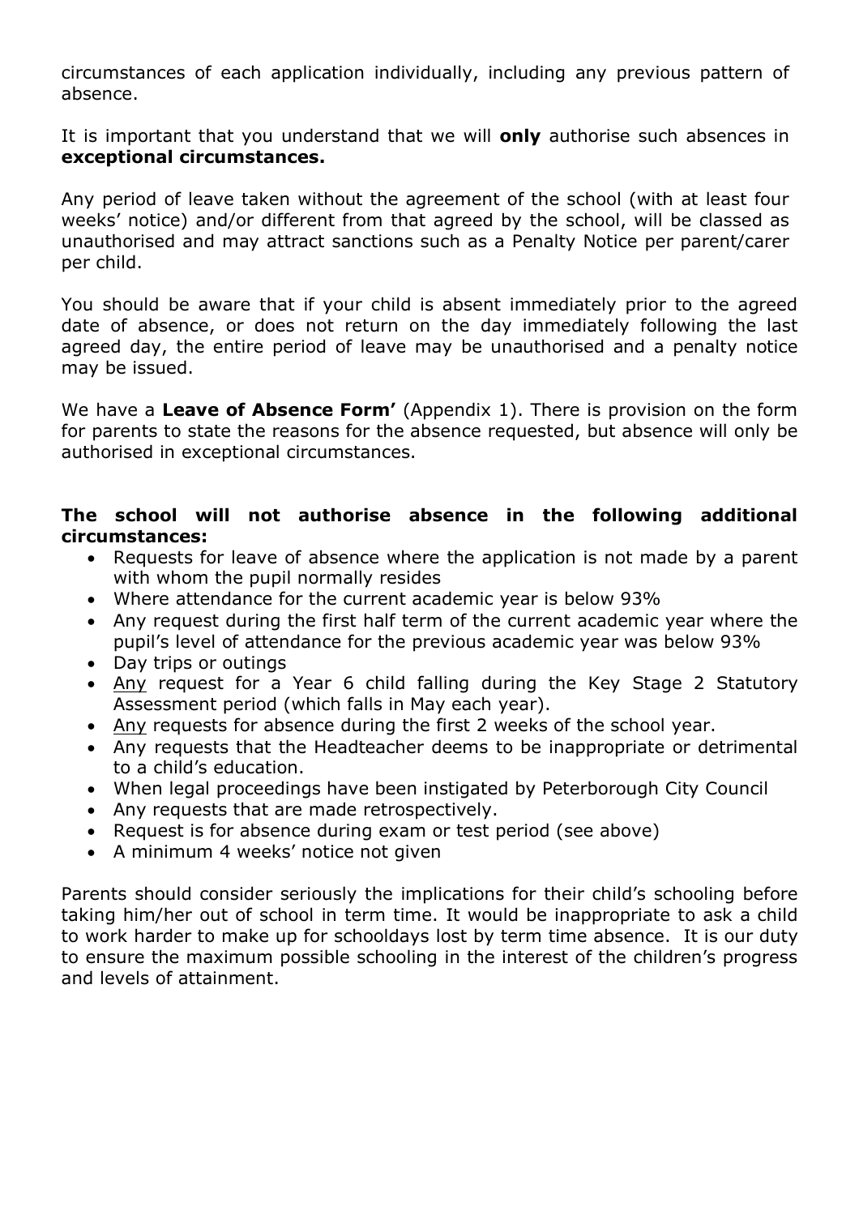circumstances of each application individually, including any previous pattern of absence.

It is important that you understand that we will **only** authorise such absences in **exceptional circumstances.**

Any period of leave taken without the agreement of the school (with at least four weeks' notice) and/or different from that agreed by the school, will be classed as unauthorised and may attract sanctions such as a Penalty Notice per parent/carer per child.

You should be aware that if your child is absent immediately prior to the agreed date of absence, or does not return on the day immediately following the last agreed day, the entire period of leave may be unauthorised and a penalty notice may be issued.

We have a **Leave of Absence Form'** (Appendix 1). There is provision on the form for parents to state the reasons for the absence requested, but absence will only be authorised in exceptional circumstances.

**The school will not authorise absence in the following additional circumstances:**

- Requests for leave of absence where the application is not made by a parent with whom the pupil normally resides
- Where attendance for the current academic year is below 93%
- Any request during the first half term of the current academic year where the pupil's level of attendance for the previous academic year was below 93%
- Day trips or outings
- <u>Any</u> request for a Year 6 child falling during the Key Stage 2 Statutory Assessment period (which falls in May each year).
- <u>Any</u> requests for absence during the first 2 weeks of the school year.
- Any requests that the Headteacher deems to be inappropriate or detrimental to a child's education.
- When legal proceedings have been instigated by Peterborough City Council
- Any requests that are made retrospectively.
- Request is for absence during exam or test period (see above)
- A minimum 4 weeks' notice not given

Parents should consider seriously the implications for their child's schooling before taking him/her out of school in term time. It would be inappropriate to ask a child to work harder to make up for schooldays lost by term time absence. It is our duty to ensure the maximum possible schooling in the interest of the children's progress and levels of attainment.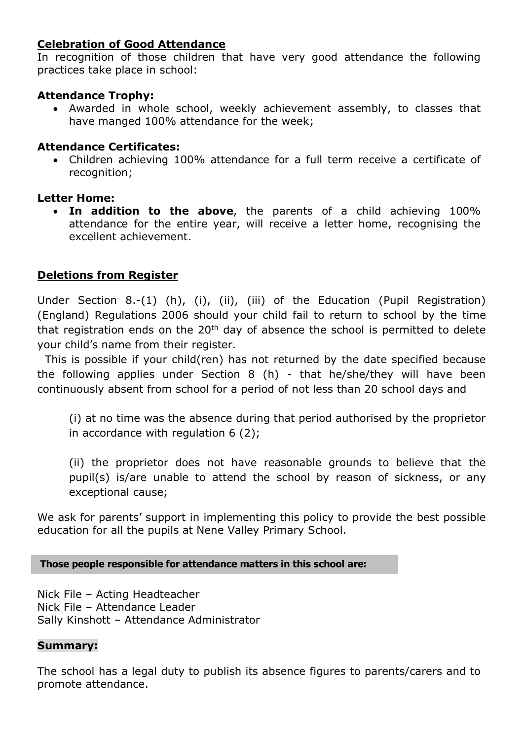**Celebration of Good Attendance**

In recognition of those children that have very good attendance the following practices take place in school:

**Attendance Trophy:**

- Awarded in whole school, weekly achievement assembly, to classes that have manged 100% attendance for the week;

**Attendance Certificates:**

- Children achieving 100% attendance for a full term receive a certificate of recognition;

**Letter Home:**

- **In addition to the above**, the parents of a child achieving 100% attendance for the entire year, will receive a letter home, recognising the excellent achievement.

**Deletions from Register**

Under Section 8.-(1) (h), (i), (ii), (iii) of the Education (Pupil Registration) (England) Regulations 2006 should your child fail to return to school by the time that registration ends on the 20th day of absence the school is permitted to delete your child's name from their register.

This is possible if your child(ren) has not returned by the date specified because the following applies under Section 8 (h) - that he/she/they will have been continuously absent from school for a period of not less than 20 school days and

(i) at no time was the absence during that period authorised by the proprietor in accordance with regulation 6 (2);

(ii) the proprietor does not have reasonable grounds to believe that the pupil(s) is/are unable to attend the school by reason of sickness, or any exceptional cause;

We ask for parents' support in implementing this policy to provide the best possible education for all the pupils at Nene Valley Primary School.

**Those people responsible for attendance matters in this school are:**

Nick File – Acting Headteacher
Nick File – Attendance Leader
Sally Kinshott – Attendance Administrator

**Summary:**

The school has a legal duty to publish its absence figures to parents/carers and to promote attendance.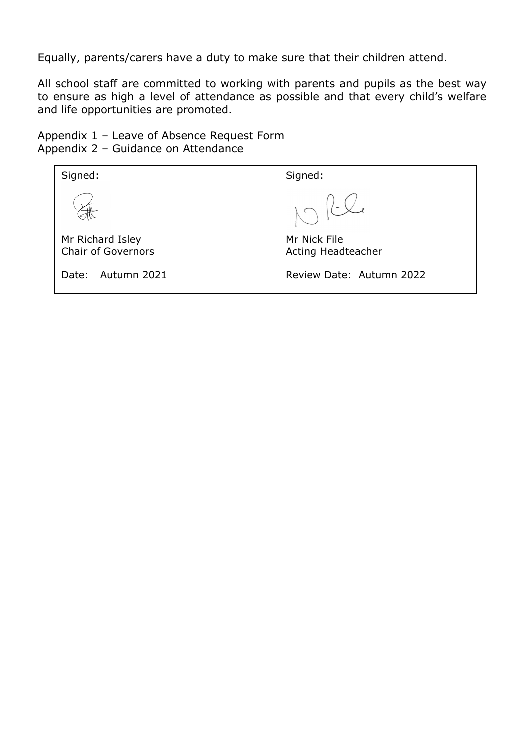Equally, parents/carers have a duty to make sure that their children attend.

All school staff are committed to working with parents and pupils as the best way to ensure as high a level of attendance as possible and that every child's welfare and life opportunities are promoted.

Appendix 1 – Leave of Absence Request Form
Appendix 2 – Guidance on Attendance

| | |
|---|---|
| Signed: | Signed: |
| Mr Richard Isley<br>Chair of Governors | Mr Nick File<br>Acting Headteacher |
| Date: Autumn 2021 | Review Date: Autumn 2022 |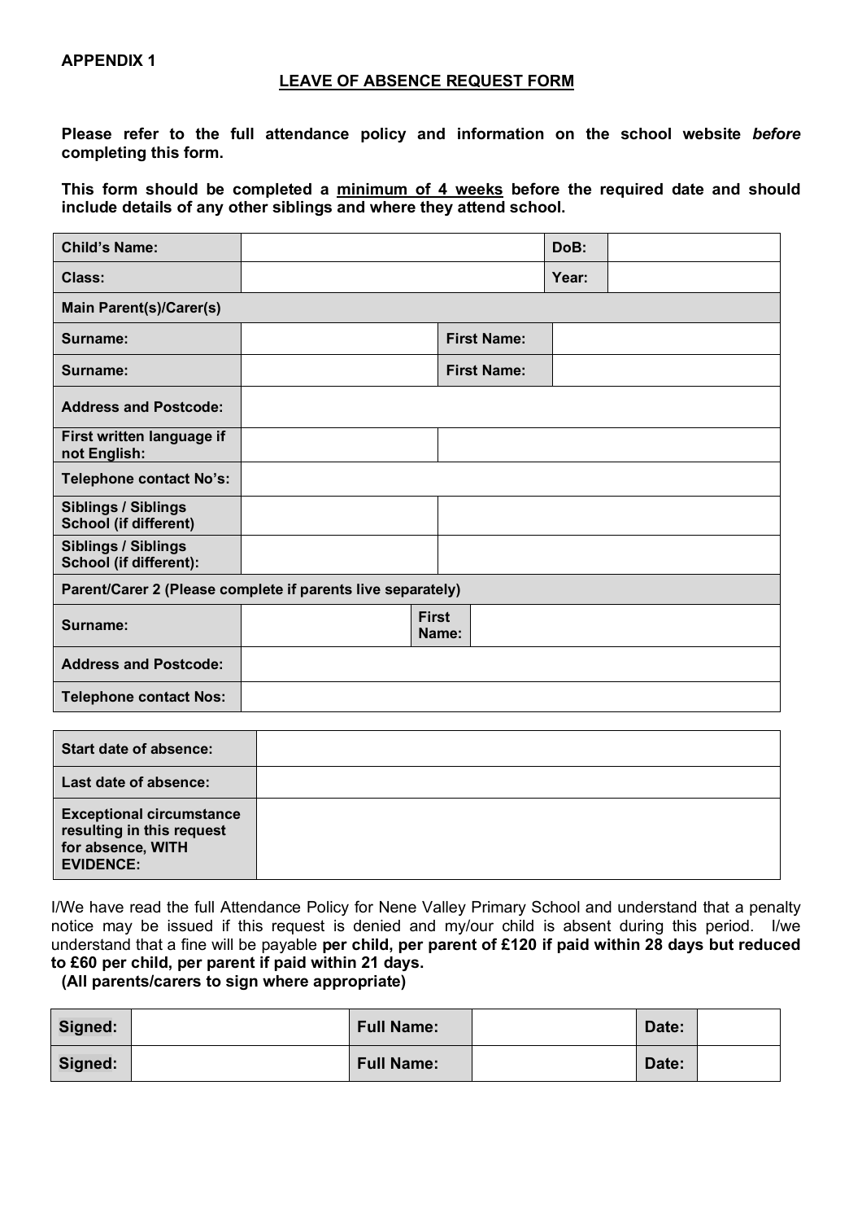**APPENDIX 1**

## LEAVE OF ABSENCE REQUEST FORM

**Please refer to the full attendance policy and information on the school website *before* completing this form.**

**This form should be completed a <u>minimum of 4 weeks</u> before the required date and should include details of any other siblings and where they attend school.**

| | | | |
|---|---|---|---|
| **Child's Name:** | | **DoB:** | |
| **Class:** | | **Year:** | |
| **Main Parent(s)/Carer(s)** | | | |
| **Surname:** | | **First Name:** | |
| **Surname:** | | **First Name:** | |
| **Address and Postcode:** | | | |
| **First written language if not English:** | | | |
| **Telephone contact No's:** | | | |
| **Siblings / Siblings School (if different)** | | | |
| **Siblings / Siblings School (if different):** | | | |
| **Parent/Carer 2 (Please complete if parents live separately)** | | | |
| **Surname:** | | **First Name:** | |
| **Address and Postcode:** | | | |
| **Telephone contact Nos:** | | | |

| | |
|---|---|
| **Start date of absence:** | |
| **Last date of absence:** | |
| **Exceptional circumstance resulting in this request for absence, WITH EVIDENCE:** | |

I/We have read the full Attendance Policy for Nene Valley Primary School and understand that a penalty notice may be issued if this request is denied and my/our child is absent during this period. I/we understand that a fine will be payable **per child, per parent of £120 if paid within 28 days but reduced to £60 per child, per parent if paid within 21 days.**

**(All parents/carers to sign where appropriate)**

| | | | | | |
|---|---|---|---|---|---|
| **Signed:** | | **Full Name:** | | **Date:** | |
| **Signed:** | | **Full Name:** | | **Date:** | |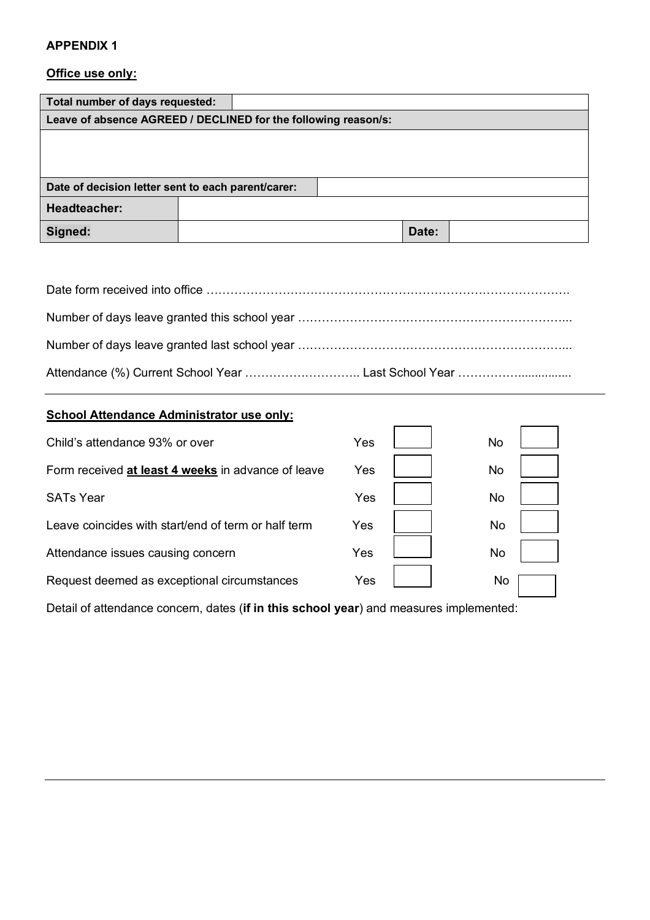**APPENDIX 1**

**<u>Office use only:</u>**

| | | | |
|---|---|---|---|
| **Total number of days requested:** | | | |
| **Leave of absence AGREED / DECLINED for the following reason/s:** | | | |
| | | | |
| **Date of decision letter sent to each parent/carer:** | | | |
| **Headteacher:** | | | |
| **Signed:** | | **Date:** | |

Date form received into office ……………………………………………………………………………….

Number of days leave granted this school year …………………………………………………………...

Number of days leave granted last school year …………………………………………………………...

Attendance (%) Current School Year ……………………….. Last School Year ……………................

---

**<u>School Attendance Administrator use only:</u>**

| | | | | |
|---|---|---|---|---|
| Child's attendance 93% or over | Yes | ☐ | No | ☐ |
| Form received **<u>at least 4 weeks</u>** in advance of leave | Yes | ☐ | No | ☐ |
| SATs Year | Yes | ☐ | No | ☐ |
| Leave coincides with start/end of term or half term | Yes | ☐ | No | ☐ |
| Attendance issues causing concern | Yes | ☐ | No | ☐ |
| Request deemed as exceptional circumstances | Yes | ☐ | No | ☐ |

Detail of attendance concern, dates (**if in this school year**) and measures implemented: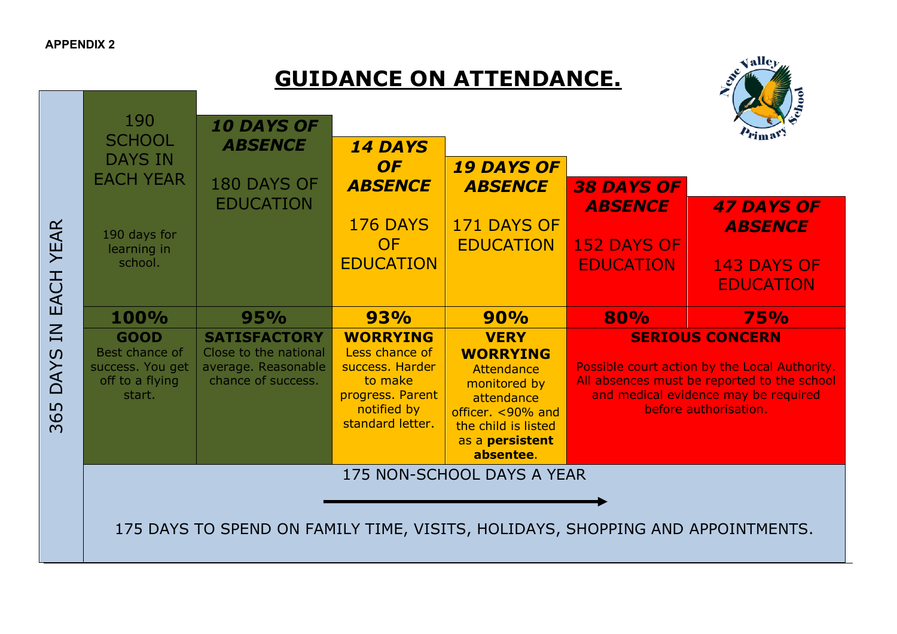APPENDIX 2

# GUIDANCE ON ATTENDANCE.

365 DAYS IN EACH YEAR

| | | | | | |
|---|---|---|---|---|---|
| 190 SCHOOL DAYS IN EACH YEAR<br><br>190 days for learning in school. | ***10 DAYS OF ABSENCE***<br><br>180 DAYS OF EDUCATION | ***14 DAYS OF ABSENCE***<br><br>176 DAYS OF EDUCATION | ***19 DAYS OF ABSENCE***<br><br>171 DAYS OF EDUCATION | ***38 DAYS OF ABSENCE***<br><br>152 DAYS OF EDUCATION | ***47 DAYS OF ABSENCE***<br><br>143 DAYS OF EDUCATION |
| **100%** | **95%** | **93%** | **90%** | **80%** | **75%** |
| **GOOD**<br>Best chance of success. You get off to a flying start. | **SATISFACTORY**<br>Close to the national average. Reasonable chance of success. | **WORRYING**<br>Less chance of success. Harder to make progress. Parent notified by standard letter. | **VERY WORRYING**<br>Attendance monitored by attendance officer. <90% and the child is listed as a **persistent absentee**. | **SERIOUS CONCERN**<br>Possible court action by the Local Authority. All absences must be reported to the school and medical evidence may be required before authorisation. | |

175 NON-SCHOOL DAYS A YEAR

175 DAYS TO SPEND ON FAMILY TIME, VISITS, HOLIDAYS, SHOPPING AND APPOINTMENTS.